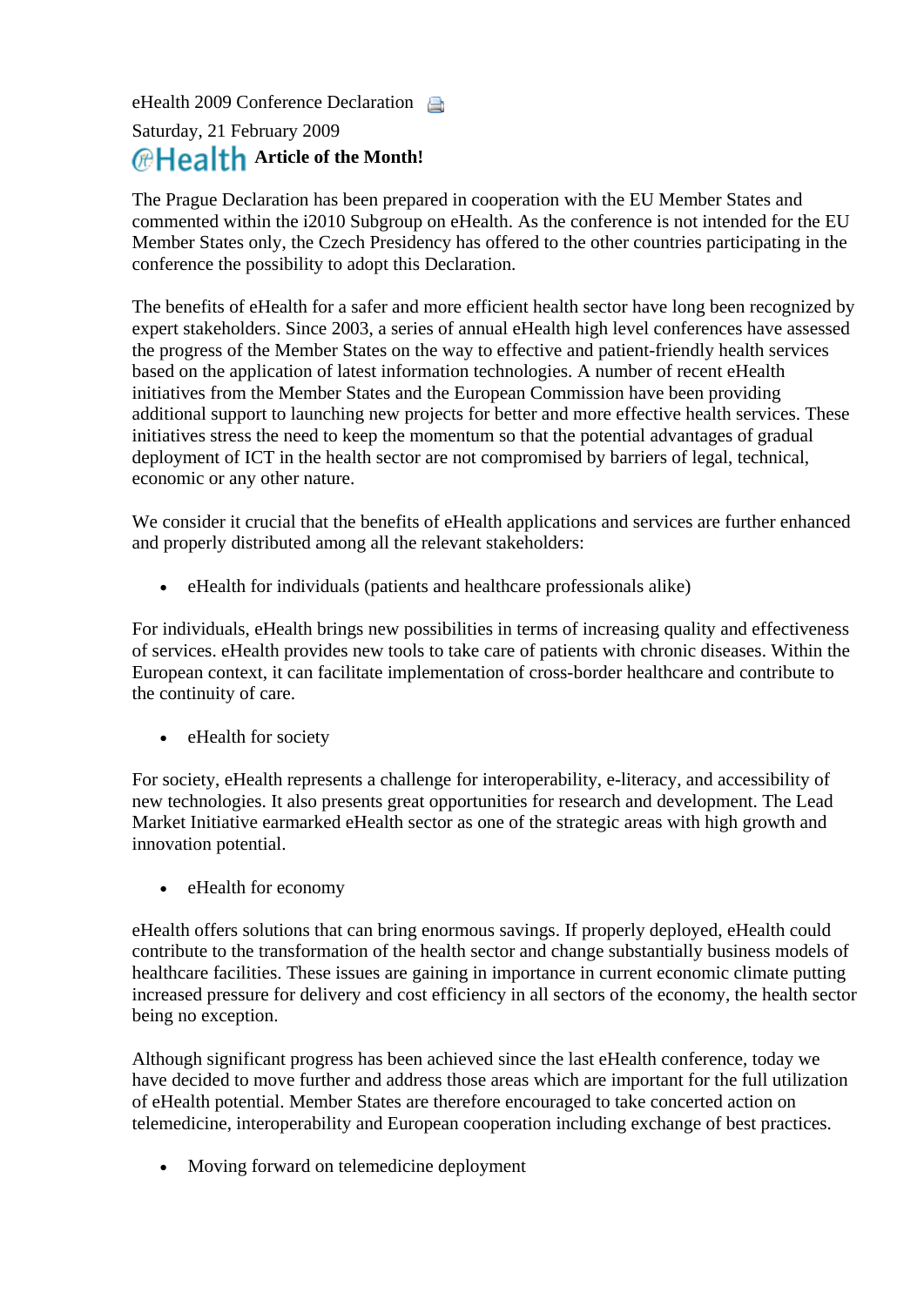eHealth 2009 Conference Declaration

Saturday, 21 February 2009

eHealth **Article of the Month!**

The Prague Declaration has been prepared in cooperation with the EU Member States and commented within the i2010 Subgroup on eHealth. As the conference is not intended for the EU Member States only, the Czech Presidency has offered to the other countries participating in the conference the possibility to adopt this Declaration.

The benefits of eHealth for a safer and more efficient health sector have long been recognized by expert stakeholders. Since 2003, a series of annual eHealth high level conferences have assessed the progress of the Member States on the way to effective and patient-friendly health services based on the application of latest information technologies. A number of recent eHealth initiatives from the Member States and the European Commission have been providing additional support to launching new projects for better and more effective health services. These initiatives stress the need to keep the momentum so that the potential advantages of gradual deployment of ICT in the health sector are not compromised by barriers of legal, technical, economic or any other nature.

We consider it crucial that the benefits of eHealth applications and services are further enhanced and properly distributed among all the relevant stakeholders:

- eHealth for individuals (patients and healthcare professionals alike)

For individuals, eHealth brings new possibilities in terms of increasing quality and effectiveness of services. eHealth provides new tools to take care of patients with chronic diseases. Within the European context, it can facilitate implementation of cross-border healthcare and contribute to the continuity of care.

- eHealth for society

For society, eHealth represents a challenge for interoperability, e-literacy, and accessibility of new technologies. It also presents great opportunities for research and development. The Lead Market Initiative earmarked eHealth sector as one of the strategic areas with high growth and innovation potential.

- eHealth for economy

eHealth offers solutions that can bring enormous savings. If properly deployed, eHealth could contribute to the transformation of the health sector and change substantially business models of healthcare facilities. These issues are gaining in importance in current economic climate putting increased pressure for delivery and cost efficiency in all sectors of the economy, the health sector being no exception.

Although significant progress has been achieved since the last eHealth conference, today we have decided to move further and address those areas which are important for the full utilization of eHealth potential. Member States are therefore encouraged to take concerted action on telemedicine, interoperability and European cooperation including exchange of best practices.

- Moving forward on telemedicine deployment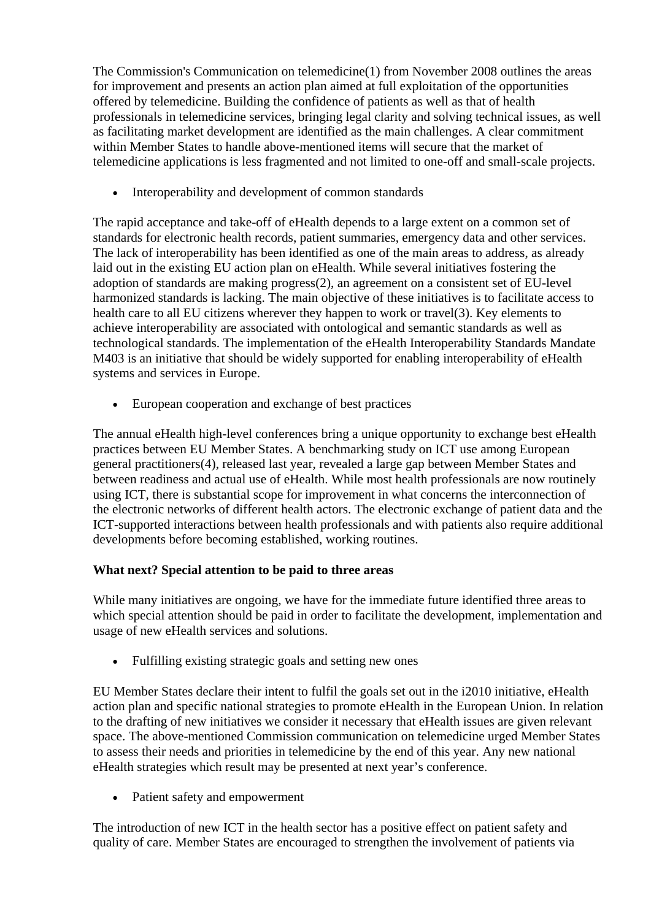The Commission's Communication on telemedicine(1) from November 2008 outlines the areas for improvement and presents an action plan aimed at full exploitation of the opportunities offered by telemedicine. Building the confidence of patients as well as that of health professionals in telemedicine services, bringing legal clarity and solving technical issues, as well as facilitating market development are identified as the main challenges. A clear commitment within Member States to handle above-mentioned items will secure that the market of telemedicine applications is less fragmented and not limited to one-off and small-scale projects.

- Interoperability and development of common standards

The rapid acceptance and take-off of eHealth depends to a large extent on a common set of standards for electronic health records, patient summaries, emergency data and other services. The lack of interoperability has been identified as one of the main areas to address, as already laid out in the existing EU action plan on eHealth. While several initiatives fostering the adoption of standards are making progress(2), an agreement on a consistent set of EU-level harmonized standards is lacking. The main objective of these initiatives is to facilitate access to health care to all EU citizens wherever they happen to work or travel(3). Key elements to achieve interoperability are associated with ontological and semantic standards as well as technological standards. The implementation of the eHealth Interoperability Standards Mandate M403 is an initiative that should be widely supported for enabling interoperability of eHealth systems and services in Europe.

- European cooperation and exchange of best practices

The annual eHealth high-level conferences bring a unique opportunity to exchange best eHealth practices between EU Member States. A benchmarking study on ICT use among European general practitioners(4), released last year, revealed a large gap between Member States and between readiness and actual use of eHealth. While most health professionals are now routinely using ICT, there is substantial scope for improvement in what concerns the interconnection of the electronic networks of different health actors. The electronic exchange of patient data and the ICT-supported interactions between health professionals and with patients also require additional developments before becoming established, working routines.

**What next? Special attention to be paid to three areas**

While many initiatives are ongoing, we have for the immediate future identified three areas to which special attention should be paid in order to facilitate the development, implementation and usage of new eHealth services and solutions.

- Fulfilling existing strategic goals and setting new ones

EU Member States declare their intent to fulfil the goals set out in the i2010 initiative, eHealth action plan and specific national strategies to promote eHealth in the European Union. In relation to the drafting of new initiatives we consider it necessary that eHealth issues are given relevant space. The above-mentioned Commission communication on telemedicine urged Member States to assess their needs and priorities in telemedicine by the end of this year. Any new national eHealth strategies which result may be presented at next year's conference.

- Patient safety and empowerment

The introduction of new ICT in the health sector has a positive effect on patient safety and quality of care. Member States are encouraged to strengthen the involvement of patients via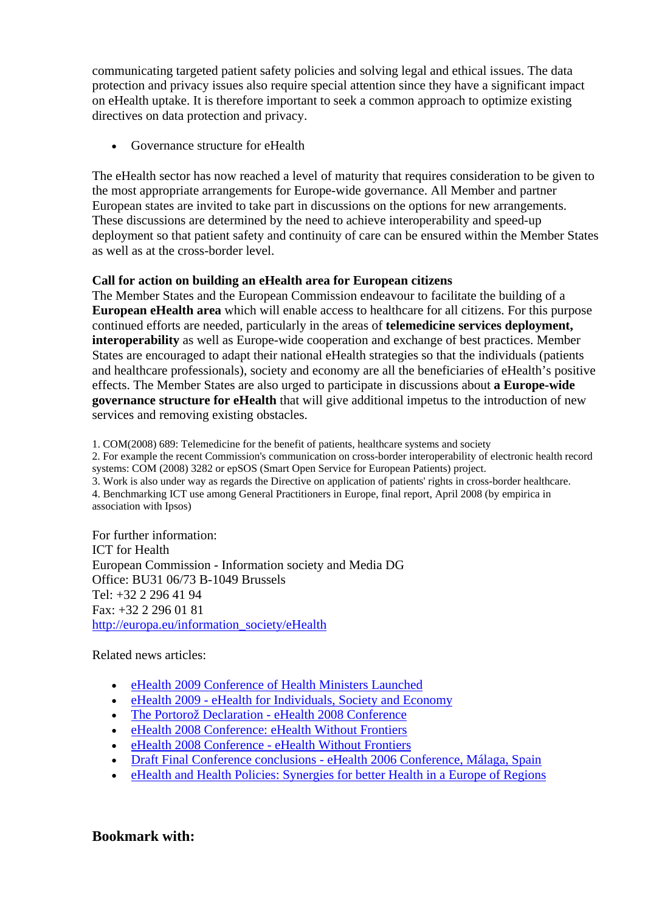communicating targeted patient safety policies and solving legal and ethical issues. The data protection and privacy issues also require special attention since they have a significant impact on eHealth uptake. It is therefore important to seek a common approach to optimize existing directives on data protection and privacy.

- Governance structure for eHealth

The eHealth sector has now reached a level of maturity that requires consideration to be given to the most appropriate arrangements for Europe-wide governance. All Member and partner European states are invited to take part in discussions on the options for new arrangements. These discussions are determined by the need to achieve interoperability and speed-up deployment so that patient safety and continuity of care can be ensured within the Member States as well as at the cross-border level.

**Call for action on building an eHealth area for European citizens**

The Member States and the European Commission endeavour to facilitate the building of a **European eHealth area** which will enable access to healthcare for all citizens. For this purpose continued efforts are needed, particularly in the areas of **telemedicine services deployment, interoperability** as well as Europe-wide cooperation and exchange of best practices. Member States are encouraged to adapt their national eHealth strategies so that the individuals (patients and healthcare professionals), society and economy are all the beneficiaries of eHealth's positive effects. The Member States are also urged to participate in discussions about **a Europe-wide governance structure for eHealth** that will give additional impetus to the introduction of new services and removing existing obstacles.

1. COM(2008) 689: Telemedicine for the benefit of patients, healthcare systems and society
2. For example the recent Commission's communication on cross-border interoperability of electronic health record systems: COM (2008) 3282 or epSOS (Smart Open Service for European Patients) project.
3. Work is also under way as regards the Directive on application of patients' rights in cross-border healthcare.
4. Benchmarking ICT use among General Practitioners in Europe, final report, April 2008 (by empirica in association with Ipsos)

For further information:
ICT for Health
European Commission - Information society and Media DG
Office: BU31 06/73 B-1049 Brussels
Tel: +32 2 296 41 94
Fax: +32 2 296 01 81
http://europa.eu/information_society/eHealth

Related news articles:

- eHealth 2009 Conference of Health Ministers Launched
- eHealth 2009 - eHealth for Individuals, Society and Economy
- The Portorož Declaration - eHealth 2008 Conference
- eHealth 2008 Conference: eHealth Without Frontiers
- eHealth 2008 Conference - eHealth Without Frontiers
- Draft Final Conference conclusions - eHealth 2006 Conference, Málaga, Spain
- eHealth and Health Policies: Synergies for better Health in a Europe of Regions

## Bookmark with: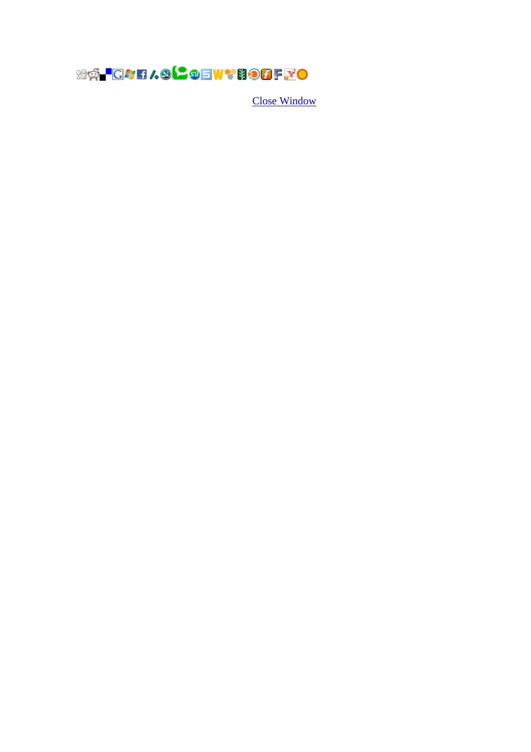Close Window